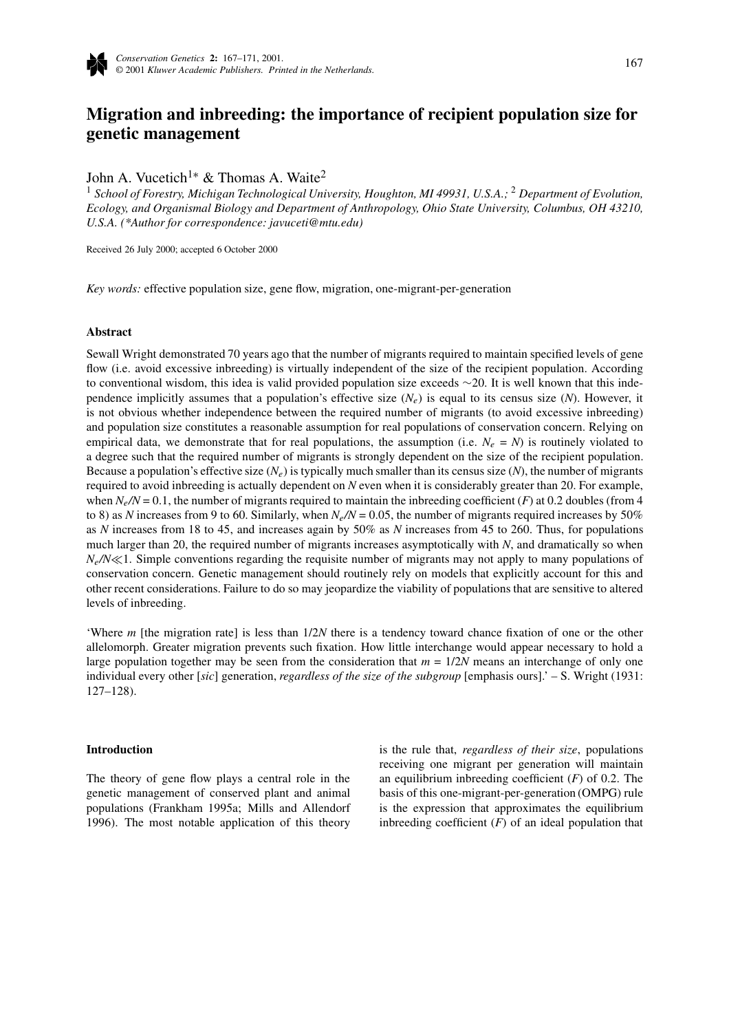# Migration and inbreeding: the importance of recipient population size for genetic management

John A. Vucetich[1]* & Thomas A. Waite[2]

[1] *School of Forestry, Michigan Technological University, Houghton, MI 49931, U.S.A.;* [2] *Department of Evolution, Ecology, and Organismal Biology and Department of Anthropology, Ohio State University, Columbus, OH 43210, U.S.A. (*Author for correspondence: javuceti@mtu.edu)*

Received 26 July 2000; accepted 6 October 2000

*Key words:* effective population size, gene flow, migration, one-migrant-per-generation

### Abstract

Sewall Wright demonstrated 70 years ago that the number of migrants required to maintain specified levels of gene flow (i.e. avoid excessive inbreeding) is virtually independent of the size of the recipient population. According to conventional wisdom, this idea is valid provided population size exceeds ∼20. It is well known that this independence implicitly assumes that a population's effective size ($N_e$) is equal to its census size ($N$). However, it is not obvious whether independence between the required number of migrants (to avoid excessive inbreeding) and population size constitutes a reasonable assumption for real populations of conservation concern. Relying on empirical data, we demonstrate that for real populations, the assumption (i.e. $N_e = N$) is routinely violated to a degree such that the required number of migrants is strongly dependent on the size of the recipient population. Because a population's effective size ($N_e$) is typically much smaller than its census size ($N$), the number of migrants required to avoid inbreeding is actually dependent on $N$ even when it is considerably greater than 20. For example, when $N_e/N = 0.1$, the number of migrants required to maintain the inbreeding coefficient ($F$) at 0.2 doubles (from 4 to 8) as $N$ increases from 9 to 60. Similarly, when $N_e/N = 0.05$, the number of migrants required increases by 50% as $N$ increases from 18 to 45, and increases again by 50% as $N$ increases from 45 to 260. Thus, for populations much larger than 20, the required number of migrants increases asymptotically with $N$, and dramatically so when $N_e/N \ll 1$. Simple conventions regarding the requisite number of migrants may not apply to many populations of conservation concern. Genetic management should routinely rely on models that explicitly account for this and other recent considerations. Failure to do so may jeopardize the viability of populations that are sensitive to altered levels of inbreeding.

'Where $m$ [the migration rate] is less than $1/2N$ there is a tendency toward chance fixation of one or the other allelomorph. Greater migration prevents such fixation. How little interchange would appear necessary to hold a large population together may be seen from the consideration that $m = 1/2N$ means an interchange of only one individual every other [*sic*] generation, *regardless of the size of the subgroup* [emphasis ours].' – S. Wright (1931: 127–128).

### Introduction

The theory of gene flow plays a central role in the genetic management of conserved plant and animal populations (Frankham 1995a; Mills and Allendorf 1996). The most notable application of this theory is the rule that, *regardless of their size*, populations receiving one migrant per generation will maintain an equilibrium inbreeding coefficient ($F$) of 0.2. The basis of this one-migrant-per-generation (OMPG) rule is the expression that approximates the equilibrium inbreeding coefficient ($F$) of an ideal population that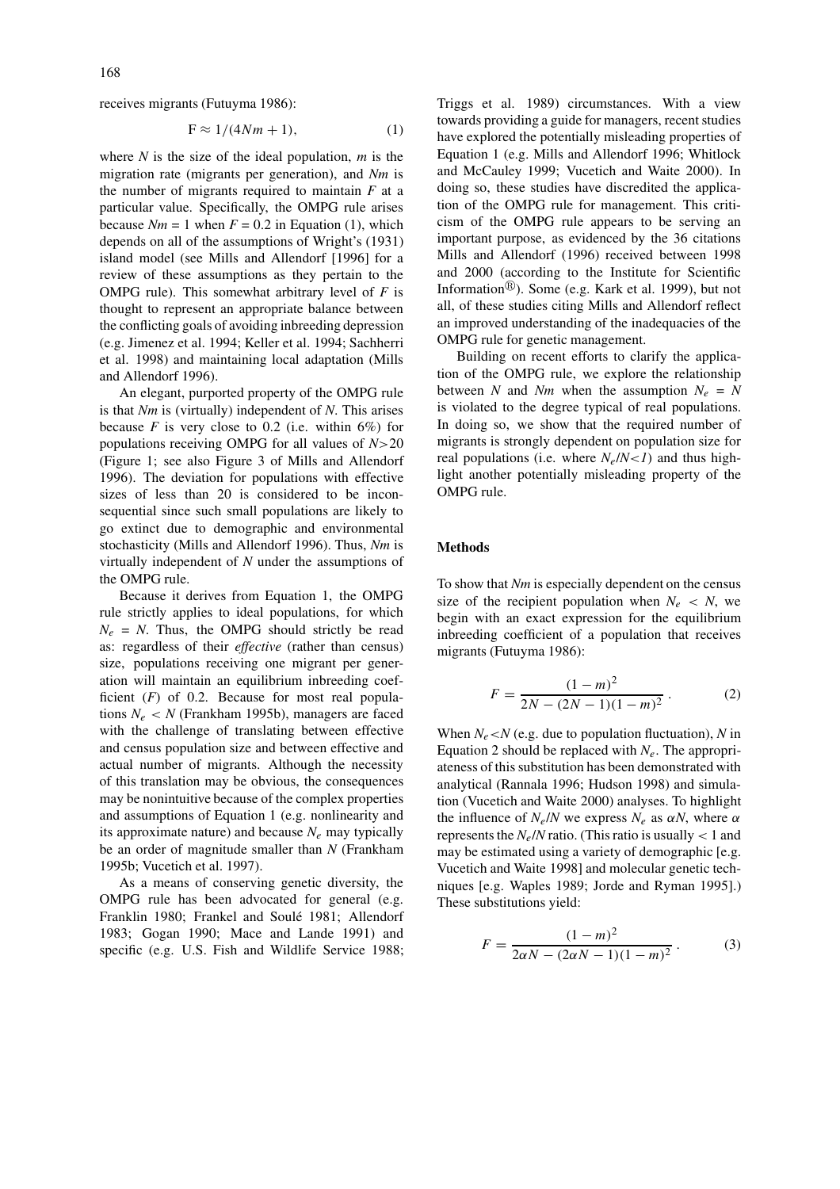receives migrants (Futuyma 1986):

$$\mathrm{F} \approx 1/(4Nm + 1), \tag{1}$$

where $N$ is the size of the ideal population, $m$ is the migration rate (migrants per generation), and $Nm$ is the number of migrants required to maintain $F$ at a particular value. Specifically, the OMPG rule arises because $Nm = 1$ when $F = 0.2$ in Equation (1), which depends on all of the assumptions of Wright's (1931) island model (see Mills and Allendorf [1996] for a review of these assumptions as they pertain to the OMPG rule). This somewhat arbitrary level of $F$ is thought to represent an appropriate balance between the conflicting goals of avoiding inbreeding depression (e.g. Jimenez et al. 1994; Keller et al. 1994; Sachherri et al. 1998) and maintaining local adaptation (Mills and Allendorf 1996).

An elegant, purported property of the OMPG rule is that $Nm$ is (virtually) independent of $N$. This arises because $F$ is very close to 0.2 (i.e. within 6%) for populations receiving OMPG for all values of $N > 20$ (Figure 1; see also Figure 3 of Mills and Allendorf 1996). The deviation for populations with effective sizes of less than 20 is considered to be inconsequential since such small populations are likely to go extinct due to demographic and environmental stochasticity (Mills and Allendorf 1996). Thus, $Nm$ is virtually independent of $N$ under the assumptions of the OMPG rule.

Because it derives from Equation 1, the OMPG rule strictly applies to ideal populations, for which $N_e = N$. Thus, the OMPG should strictly be read as: regardless of their *effective* (rather than census) size, populations receiving one migrant per generation will maintain an equilibrium inbreeding coefficient ($F$) of 0.2. Because for most real populations $N_e < N$ (Frankham 1995b), managers are faced with the challenge of translating between effective and census population size and between effective and actual number of migrants. Although the necessity of this translation may be obvious, the consequences may be nonintuitive because of the complex properties and assumptions of Equation 1 (e.g. nonlinearity and its approximate nature) and because $N_e$ may typically be an order of magnitude smaller than $N$ (Frankham 1995b; Vucetich et al. 1997).

As a means of conserving genetic diversity, the OMPG rule has been advocated for general (e.g. Franklin 1980; Frankel and Soulé 1981; Allendorf 1983; Gogan 1990; Mace and Lande 1991) and specific (e.g. U.S. Fish and Wildlife Service 1988; Triggs et al. 1989) circumstances. With a view towards providing a guide for managers, recent studies have explored the potentially misleading properties of Equation 1 (e.g. Mills and Allendorf 1996; Whitlock and McCauley 1999; Vucetich and Waite 2000). In doing so, these studies have discredited the application of the OMPG rule for management. This criticism of the OMPG rule appears to be serving an important purpose, as evidenced by the 36 citations Mills and Allendorf (1996) received between 1998 and 2000 (according to the Institute for Scientific Information®). Some (e.g. Kark et al. 1999), but not all, of these studies citing Mills and Allendorf reflect an improved understanding of the inadequacies of the OMPG rule for genetic management.

Building on recent efforts to clarify the application of the OMPG rule, we explore the relationship between $N$ and $Nm$ when the assumption $N_e = N$ is violated to the degree typical of real populations. In doing so, we show that the required number of migrants is strongly dependent on population size for real populations (i.e. where $N_e/N < 1$) and thus highlight another potentially misleading property of the OMPG rule.

## Methods

To show that $Nm$ is especially dependent on the census size of the recipient population when $N_e < N$, we begin with an exact expression for the equilibrium inbreeding coefficient of a population that receives migrants (Futuyma 1986):

$$F = \frac{(1-m)^2}{2N - (2N-1)(1-m)^2}\,. \tag{2}$$

When $N_e < N$ (e.g. due to population fluctuation), $N$ in Equation 2 should be replaced with $N_e$. The appropriateness of this substitution has been demonstrated with analytical (Rannala 1996; Hudson 1998) and simulation (Vucetich and Waite 2000) analyses. To highlight the influence of $N_e/N$ we express $N_e$ as $\alpha N$, where $\alpha$ represents the $N_e/N$ ratio. (This ratio is usually $< 1$ and may be estimated using a variety of demographic [e.g. Vucetich and Waite 1998] and molecular genetic techniques [e.g. Waples 1989; Jorde and Ryman 1995].) These substitutions yield:

$$F = \frac{(1-m)^2}{2\alpha N - (2\alpha N-1)(1-m)^2}\,. \tag{3}$$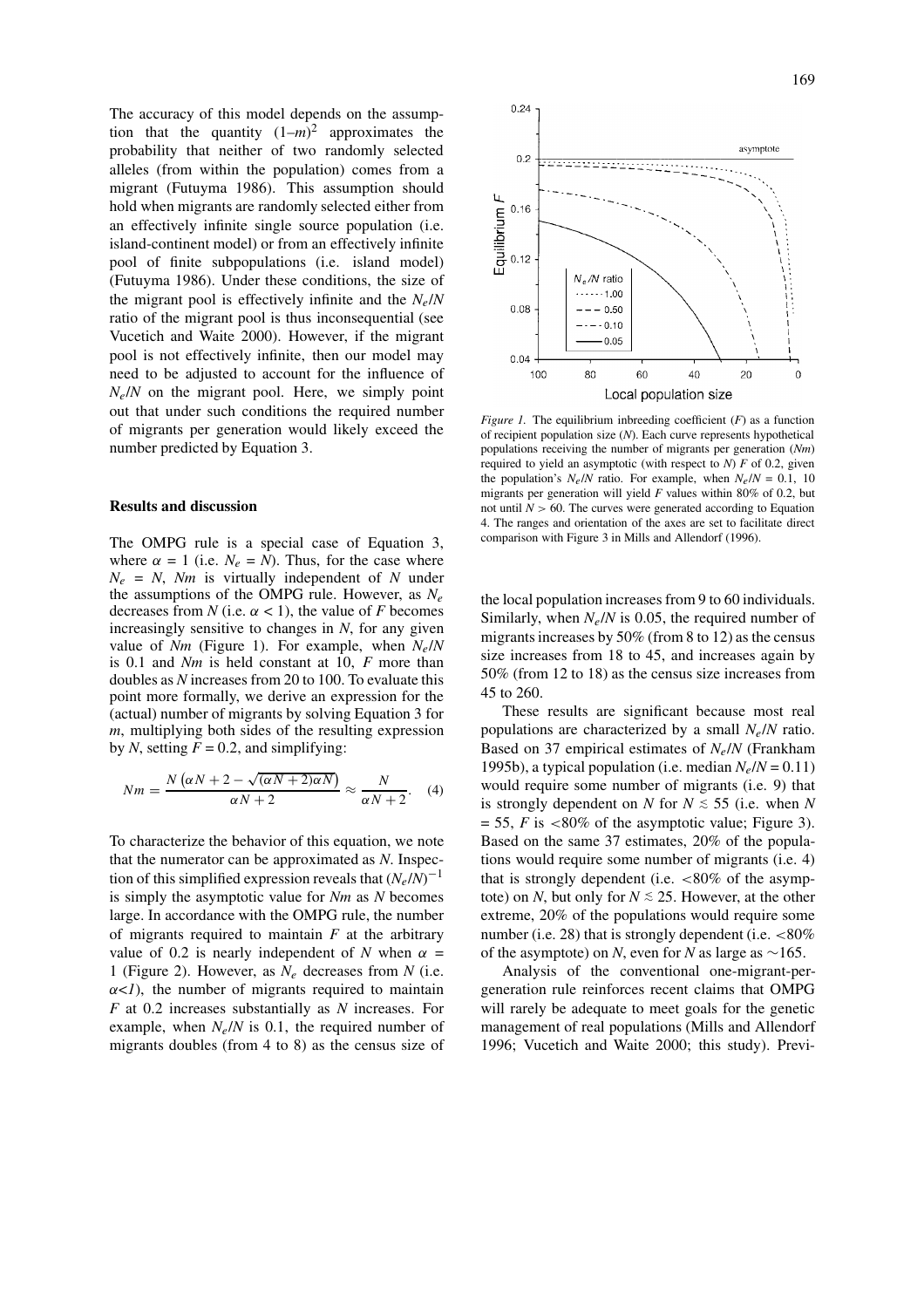The accuracy of this model depends on the assumption that the quantity $(1–m)^2$ approximates the probability that neither of two randomly selected alleles (from within the population) comes from a migrant (Futuyma 1986). This assumption should hold when migrants are randomly selected either from an effectively infinite single source population (i.e. island-continent model) or from an effectively infinite pool of finite subpopulations (i.e. island model) (Futuyma 1986). Under these conditions, the size of the migrant pool is effectively infinite and the $N_e/N$ ratio of the migrant pool is thus inconsequential (see Vucetich and Waite 2000). However, if the migrant pool is not effectively infinite, then our model may need to be adjusted to account for the influence of $N_e/N$ on the migrant pool. Here, we simply point out that under such conditions the required number of migrants per generation would likely exceed the number predicted by Equation 3.

## Results and discussion

The OMPG rule is a special case of Equation 3, where $\alpha = 1$ (i.e. $N_e = N$). Thus, for the case where $N_e = N$, $Nm$ is virtually independent of $N$ under the assumptions of the OMPG rule. However, as $N_e$ decreases from $N$ (i.e. $\alpha < 1$), the value of $F$ becomes increasingly sensitive to changes in $N$, for any given value of $Nm$ (Figure 1). For example, when $N_e/N$ is 0.1 and $Nm$ is held constant at 10, $F$ more than doubles as $N$ increases from 20 to 100. To evaluate this point more formally, we derive an expression for the (actual) number of migrants by solving Equation 3 for $m$, multiplying both sides of the resulting expression by $N$, setting $F = 0.2$, and simplifying:

$$Nm = \frac{N\left(\alpha N + 2 - \sqrt{(\alpha N + 2)\alpha N}\right)}{\alpha N + 2} \approx \frac{N}{\alpha N + 2}. \quad (4)$$

To characterize the behavior of this equation, we note that the numerator can be approximated as $N$. Inspection of this simplified expression reveals that $(N_e/N)^{-1}$ is simply the asymptotic value for $Nm$ as $N$ becomes large. In accordance with the OMPG rule, the number of migrants required to maintain $F$ at the arbitrary value of 0.2 is nearly independent of $N$ when $\alpha = 1$ (Figure 2). However, as $N_e$ decreases from $N$ (i.e. $\alpha < 1$), the number of migrants required to maintain $F$ at 0.2 increases substantially as $N$ increases. For example, when $N_e/N$ is 0.1, the required number of migrants doubles (from 4 to 8) as the census size of the local population increases from 9 to 60 individuals. Similarly, when $N_e/N$ is 0.05, the required number of migrants increases by 50% (from 8 to 12) as the census size increases from 18 to 45, and increases again by 50% (from 12 to 18) as the census size increases from 45 to 260.

*Figure 1.* The equilibrium inbreeding coefficient ($F$) as a function of recipient population size ($N$). Each curve represents hypothetical populations receiving the number of migrants per generation ($Nm$) required to yield an asymptotic (with respect to $N$) $F$ of 0.2, given the population's $N_e/N$ ratio. For example, when $N_e/N = 0.1$, 10 migrants per generation will yield $F$ values within 80% of 0.2, but not until $N > 60$. The curves were generated according to Equation 4. The ranges and orientation of the axes are set to facilitate direct comparison with Figure 3 in Mills and Allendorf (1996).

These results are significant because most real populations are characterized by a small $N_e/N$ ratio. Based on 37 empirical estimates of $N_e/N$ (Frankham 1995b), a typical population (i.e. median $N_e/N = 0.11$) would require some number of migrants (i.e. 9) that is strongly dependent on $N$ for $N \lesssim 55$ (i.e. when $N = 55$, $F$ is <80% of the asymptotic value; Figure 3). Based on the same 37 estimates, 20% of the populations would require some number of migrants (i.e. 4) that is strongly dependent (i.e. <80% of the asymptote) on $N$, but only for $N \lesssim 25$. However, at the other extreme, 20% of the populations would require some number (i.e. 28) that is strongly dependent (i.e. <80% of the asymptote) on $N$, even for $N$ as large as ~165.

Analysis of the conventional one-migrant-per-generation rule reinforces recent claims that OMPG will rarely be adequate to meet goals for the genetic management of real populations (Mills and Allendorf 1996; Vucetich and Waite 2000; this study). Previ-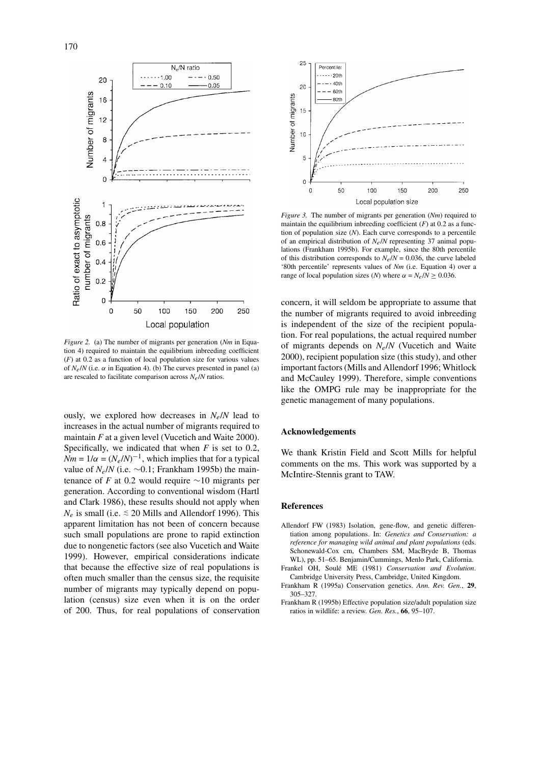*Figure 2.* (a) The number of migrants per generation ($Nm$ in Equation 4) required to maintain the equilibrium inbreeding coefficient ($F$) at 0.2 as a function of local population size for various values of $N_e/N$ (i.e. $\alpha$ in Equation 4). (b) The curves presented in panel (a) are rescaled to facilitate comparison across $N_e/N$ ratios.

*Figure 3.* The number of migrants per generation ($Nm$) required to maintain the equilibrium inbreeding coefficient ($F$) at 0.2 as a function of population size ($N$). Each curve corresponds to a percentile of an empirical distribution of $N_e/N$ representing 37 animal populations (Frankham 1995b). For example, since the 80th percentile of this distribution corresponds to $N_e/N = 0.036$, the curve labeled '80th percentile' represents values of $Nm$ (i.e. Equation 4) over a range of local population sizes ($N$) where $\alpha = N_e/N \geq 0.036$.

ously, we explored how decreases in $N_e/N$ lead to increases in the actual number of migrants required to maintain $F$ at a given level (Vucetich and Waite 2000). Specifically, we indicated that when $F$ is set to 0.2, $Nm = 1/\alpha = (N_e/N)^{-1}$, which implies that for a typical value of $N_e/N$ (i.e. ~0.1; Frankham 1995b) the maintenance of $F$ at 0.2 would require ~10 migrants per generation. According to conventional wisdom (Hartl and Clark 1986), these results should not apply when $N_e$ is small (i.e. $\lesssim$ 20 Mills and Allendorf 1996). This apparent limitation has not been of concern because such small populations are prone to rapid extinction due to nongenetic factors (see also Vucetich and Waite 1999). However, empirical considerations indicate that because the effective size of real populations is often much smaller than the census size, the requisite number of migrants may typically depend on population (census) size even when it is on the order of 200. Thus, for real populations of conservation concern, it will seldom be appropriate to assume that the number of migrants required to avoid inbreeding is independent of the size of the recipient population. For real populations, the actual required number of migrants depends on $N_e/N$ (Vucetich and Waite 2000), recipient population size (this study), and other important factors (Mills and Allendorf 1996; Whitlock and McCauley 1999). Therefore, simple conventions like the OMPG rule may be inappropriate for the genetic management of many populations.

## Acknowledgements

We thank Kristin Field and Scott Mills for helpful comments on the ms. This work was supported by a McIntire-Stennis grant to TAW.

## References

Allendorf FW (1983) Isolation, gene-flow, and genetic differentiation among populations. In: *Genetics and Conservation: a reference for managing wild animal and plant populations* (eds. Schonewald-Cox cm, Chambers SM, MacBryde B, Thomas WL), pp. 51–65. Benjamin/Cummings, Menlo Park, California.

Frankel OH, Soulé ME (1981) *Conservation and Evolution*. Cambridge University Press, Cambridge, United Kingdom.

Frankham R (1995a) Conservation genetics. *Ann. Rev. Gen.*, **29**, 305–327.

Frankham R (1995b) Effective population size/adult population size ratios in wildlife: a review. *Gen. Res.*, **66**, 95–107.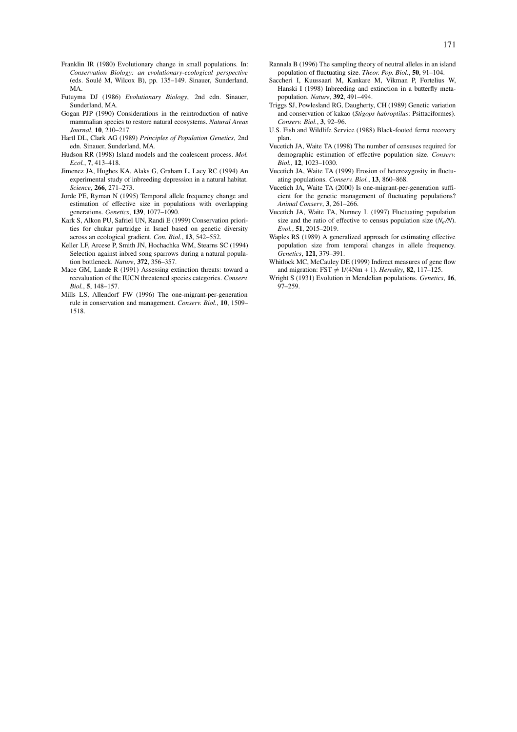Franklin IR (1980) Evolutionary change in small populations. In: *Conservation Biology: an evolutionary-ecological perspective* (eds. Soulé M, Wilcox B), pp. 135–149. Sinauer, Sunderland, MA.

Futuyma DJ (1986) *Evolutionary Biology*, 2nd edn. Sinauer, Sunderland, MA.

Gogan PJP (1990) Considerations in the reintroduction of native mammalian species to restore natural ecosystems. *Natural Areas Journal*, **10**, 210–217.

Hartl DL, Clark AG (1989) *Principles of Population Genetics*, 2nd edn. Sinauer, Sunderland, MA.

Hudson RR (1998) Island models and the coalescent process. *Mol. Ecol.*, **7**, 413–418.

Jimenez JA, Hughes KA, Alaks G, Graham L, Lacy RC (1994) An experimental study of inbreeding depression in a natural habitat. *Science*, **266**, 271–273.

Jorde PE, Ryman N (1995) Temporal allele frequency change and estimation of effective size in populations with overlapping generations. *Genetics*, **139**, 1077–1090.

Kark S, Alkon PU, Safriel UN, Randi E (1999) Conservation priorities for chukar partridge in Israel based on genetic diversity across an ecological gradient. *Con. Biol.*, **13**, 542–552.

Keller LF, Arcese P, Smith JN, Hochachka WM, Stearns SC (1994) Selection against inbred song sparrows during a natural population bottleneck. *Nature*, **372**, 356–357.

Mace GM, Lande R (1991) Assessing extinction threats: toward a reevaluation of the IUCN threatened species categories. *Conserv. Biol.*, **5**, 148–157.

Mills LS, Allendorf FW (1996) The one-migrant-per-generation rule in conservation and management. *Conserv. Biol.*, **10**, 1509–1518.

Rannala B (1996) The sampling theory of neutral alleles in an island population of fluctuating size. *Theor. Pop. Biol.*, **50**, 91–104.

Saccheri I, Kuussaari M, Kankare M, Vikman P, Fortelius W, Hanski I (1998) Inbreeding and extinction in a butterfly metapopulation. *Nature*, **392**, 491–494.

Triggs SJ, Powlesland RG, Daugherty, CH (1989) Genetic variation and conservation of kakao (*Stigops habroptilus*: Psittaciformes). *Conserv. Biol.*, **3**, 92–96.

U.S. Fish and Wildlife Service (1988) Black-footed ferret recovery plan.

Vucetich JA, Waite TA (1998) The number of censuses required for demographic estimation of effective population size. *Conserv. Biol.*, **12**, 1023–1030.

Vucetich JA, Waite TA (1999) Erosion of heterozygosity in fluctuating populations. *Conserv. Biol.*, **13**, 860–868.

Vucetich JA, Waite TA (2000) Is one-migrant-per-generation sufficient for the genetic management of fluctuating populations? *Animal Conserv*, **3**, 261–266.

Vucetich JA, Waite TA, Nunney L (1997) Fluctuating population size and the ratio of effective to census population size ($N_e/N$). *Evol.*, **51**, 2015–2019.

Waples RS (1989) A generalized approach for estimating effective population size from temporal changes in allele frequency. *Genetics*, **121**, 379–391.

Whitlock MC, McCauley DE (1999) Indirect measures of gene flow and migration: FST $\neq 1/(4Nm + 1)$. *Heredity*, **82**, 117–125.

Wright S (1931) Evolution in Mendelian populations. *Genetics*, **16**, 97–259.